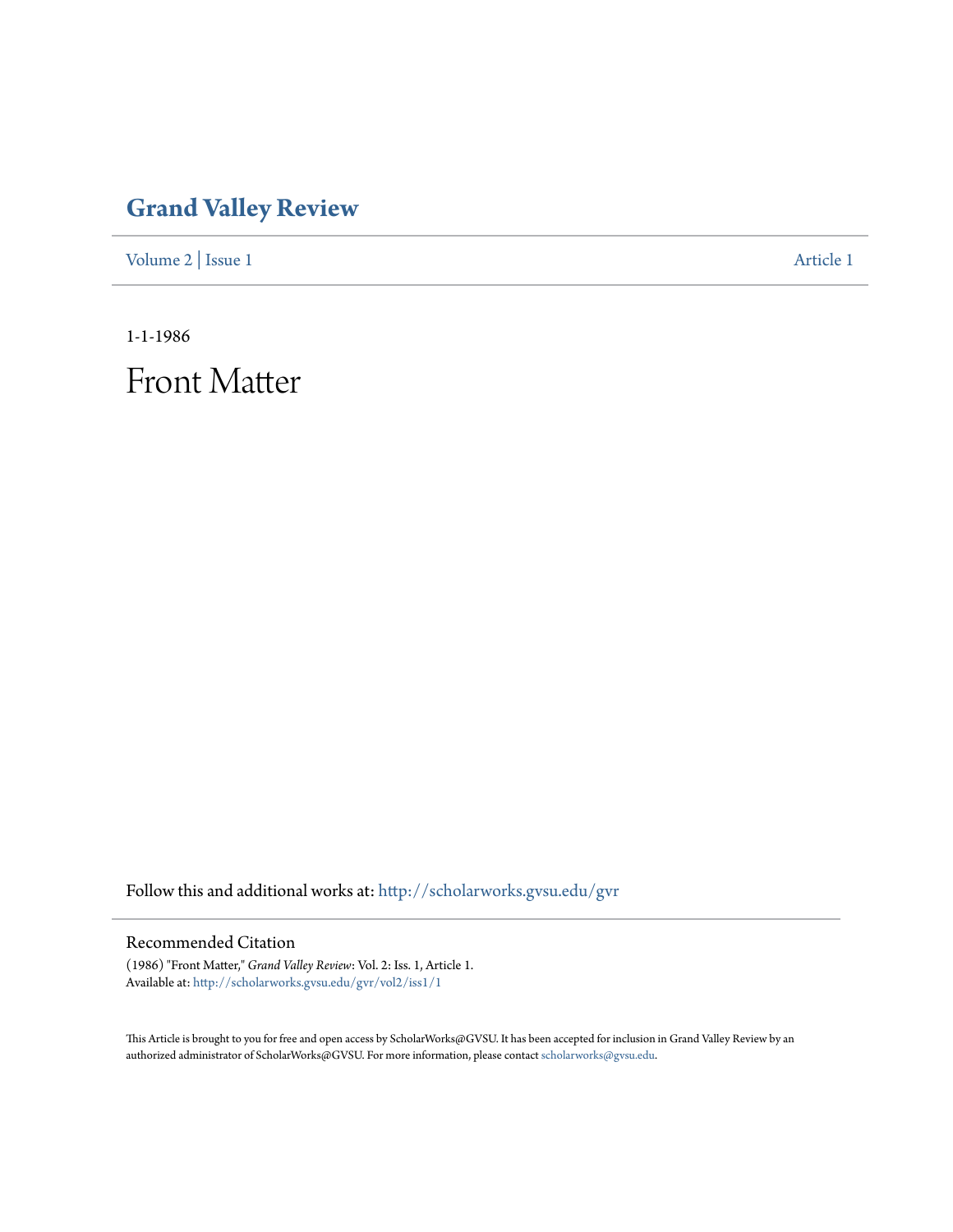# Grand Valley Review

Volume 2 | Issue 1 Article 1

1-1-1986

# Front Matter

Follow this and additional works at: http://scholarworks.gvsu.edu/gvr

## Recommended Citation

(1986) "Front Matter," *Grand Valley Review*: Vol. 2: Iss. 1, Article 1.
Available at: http://scholarworks.gvsu.edu/gvr/vol2/iss1/1

This Article is brought to you for free and open access by ScholarWorks@GVSU. It has been accepted for inclusion in Grand Valley Review by an authorized administrator of ScholarWorks@GVSU. For more information, please contact scholarworks@gvsu.edu.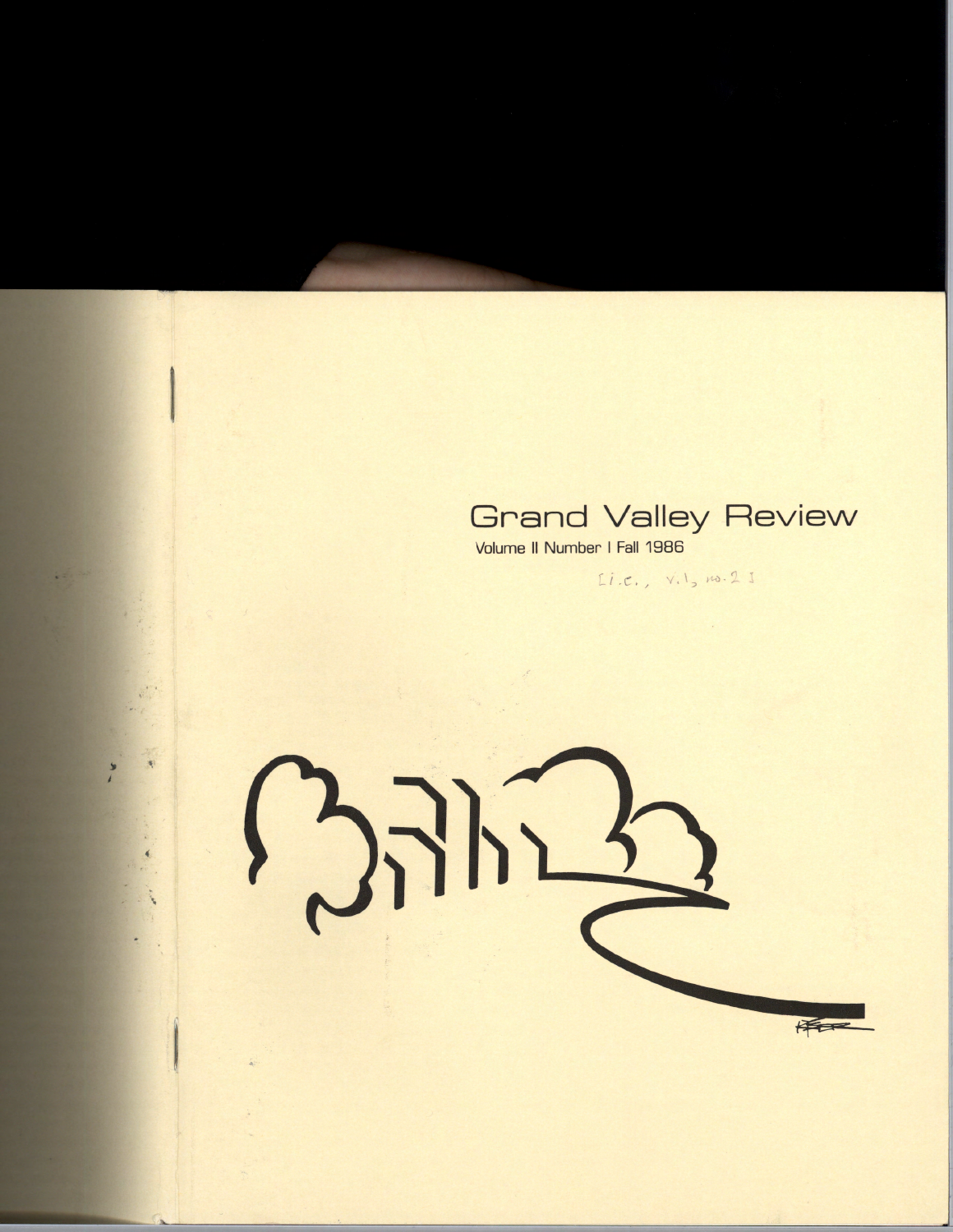# Grand Valley Review

Volume II Number I Fall 1986

[i.e., v.1, no.2]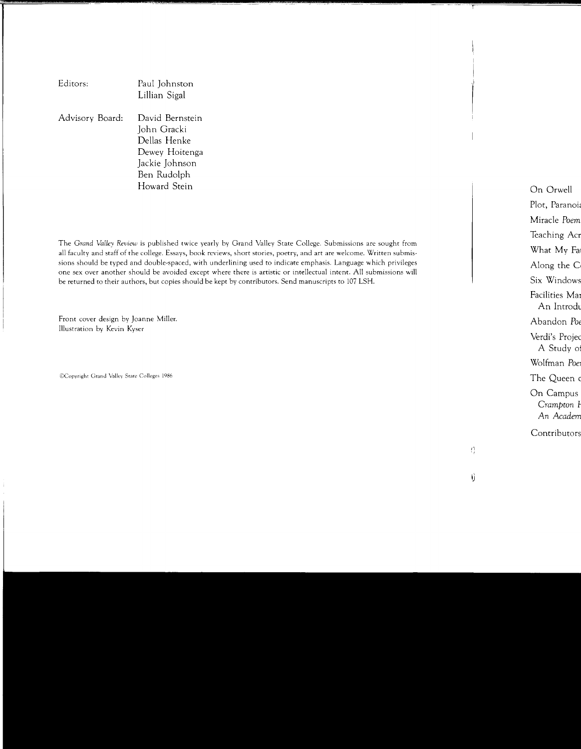Editors: Paul Johnston
Lillian Sigal

Advisory Board: David Bernstein
John Gracki
Dellas Henke
Dewey Hoitenga
Jackie Johnson
Ben Rudolph
Howard Stein

The *Grand Valley Review* is published twice yearly by Grand Valley State College. Submissions are sought from all faculty and staff of the college. Essays, book reviews, short stories, poetry, and art are welcome. Written submissions should be typed and double-spaced, with underlining used to indicate emphasis. Language which privileges one sex over another should be avoided except where there is artistic or intellectual intent. All submissions will be returned to their authors, but copies should be kept by contributors. Send manuscripts to 107 LSH.

Front cover design by Joanne Miller.
Illustration by Kevin Kyser

©Copyright Grand Valley State Colleges 1986

On Orwell

Plot, Paranoi

Miracle *Poem*

Teaching Acr

What My Fa

Along the C

Six Windows

Facilities Ma
An Introdu

Abandon *Poe*

Verdi's Projec
A Study o

Wolfman *Poe*

The Queen o

On Campus
*Crampton H*
*An Academ*

Contributors